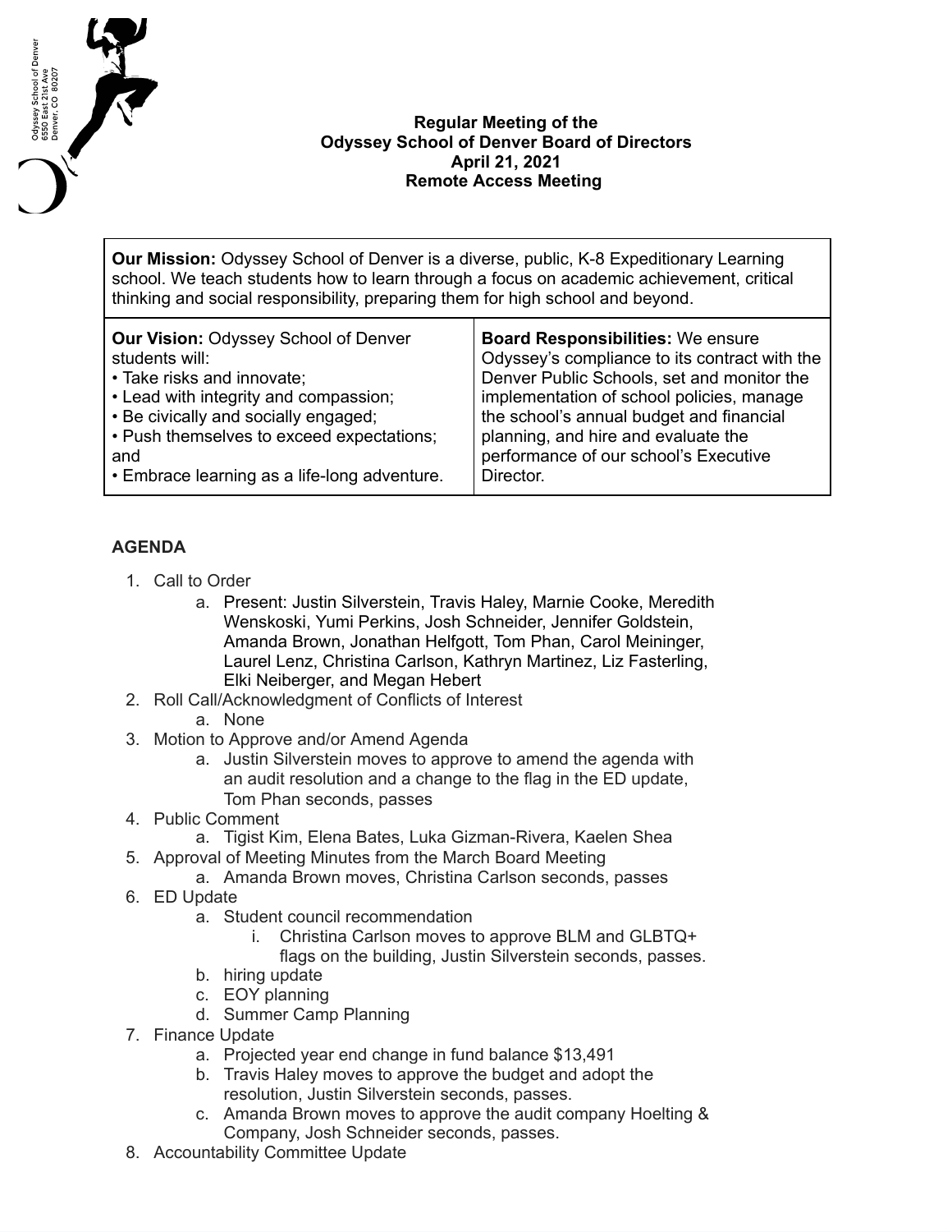Odyssey School of Denver
6550 East 21st Ave
Denver, CO 80207

**Regular Meeting of the**
**Odyssey School of Denver Board of Directors**
**April 21, 2021**
**Remote Access Meeting**

| **Our Mission:** Odyssey School of Denver is a diverse, public, K-8 Expeditionary Learning school. We teach students how to learn through a focus on academic achievement, critical thinking and social responsibility, preparing them for high school and beyond. | |
|---|---|
| **Our Vision:** Odyssey School of Denver students will:<br>• Take risks and innovate;<br>• Lead with integrity and compassion;<br>• Be civically and socially engaged;<br>• Push themselves to exceed expectations; and<br>• Embrace learning as a life-long adventure. | **Board Responsibilities:** We ensure Odyssey's compliance to its contract with the Denver Public Schools, set and monitor the implementation of school policies, manage the school's annual budget and financial planning, and hire and evaluate the performance of our school's Executive Director. |

## AGENDA

1. Call to Order
    a. Present: Justin Silverstein, Travis Haley, Marnie Cooke, Meredith Wenskoski, Yumi Perkins, Josh Schneider, Jennifer Goldstein, Amanda Brown, Jonathan Helfgott, Tom Phan, Carol Meininger, Laurel Lenz, Christina Carlson, Kathryn Martinez, Liz Fasterling, Elki Neiberger, and Megan Hebert
2. Roll Call/Acknowledgment of Conflicts of Interest
    a. None
3. Motion to Approve and/or Amend Agenda
    a. Justin Silverstein moves to approve to amend the agenda with an audit resolution and a change to the flag in the ED update, Tom Phan seconds, passes
4. Public Comment
    a. Tigist Kim, Elena Bates, Luka Gizman-Rivera, Kaelen Shea
5. Approval of Meeting Minutes from the March Board Meeting
    a. Amanda Brown moves, Christina Carlson seconds, passes
6. ED Update
    a. Student council recommendation
        i. Christina Carlson moves to approve BLM and GLBTQ+ flags on the building, Justin Silverstein seconds, passes.
    b. hiring update
    c. EOY planning
    d. Summer Camp Planning
7. Finance Update
    a. Projected year end change in fund balance $13,491
    b. Travis Haley moves to approve the budget and adopt the resolution, Justin Silverstein seconds, passes.
    c. Amanda Brown moves to approve the audit company Hoelting & Company, Josh Schneider seconds, passes.
8. Accountability Committee Update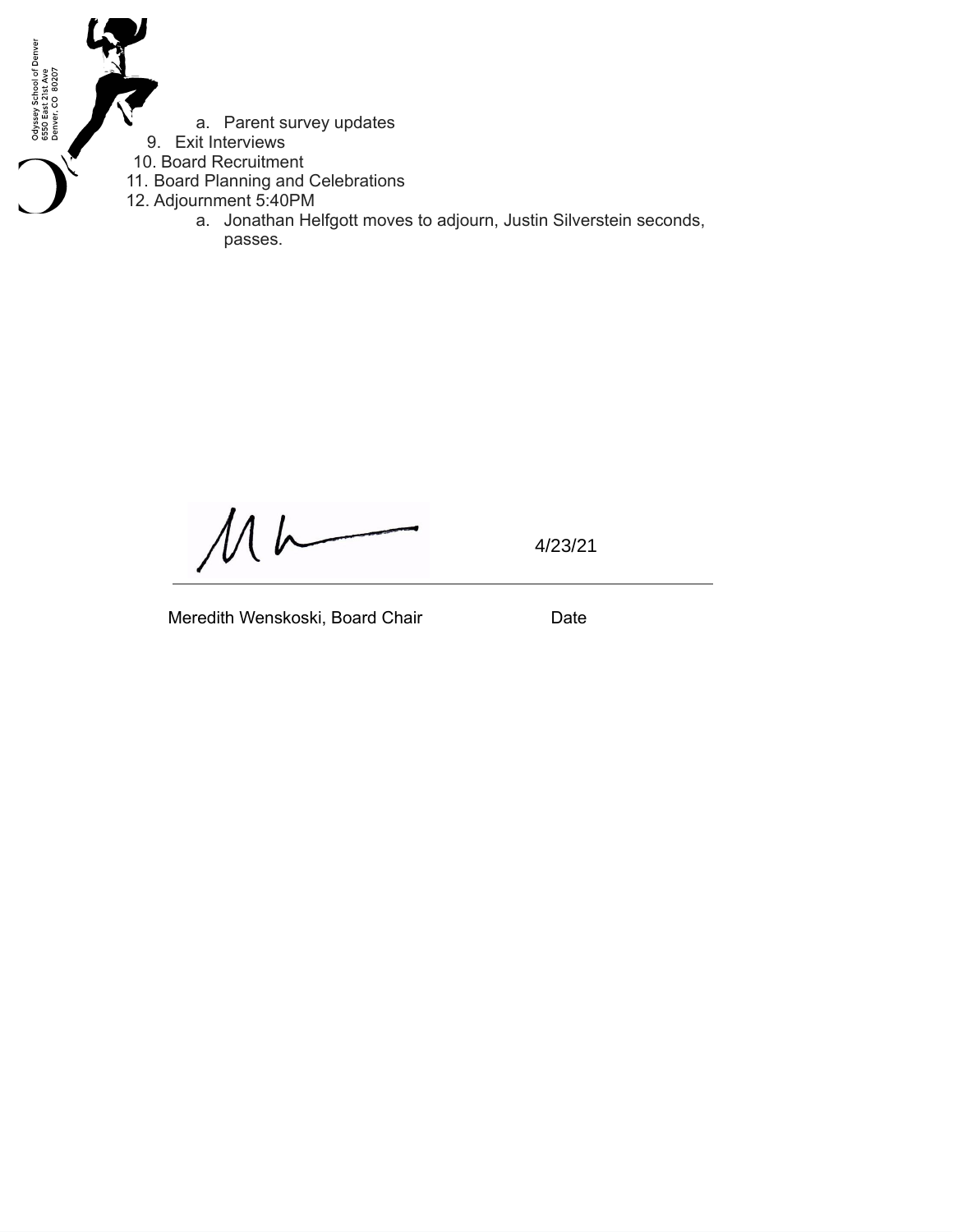a. Parent survey updates

9. Exit Interviews
10. Board Recruitment
11. Board Planning and Celebrations
12. Adjournment 5:40PM
    a. Jonathan Helfgott moves to adjourn, Justin Silverstein seconds, passes.

4/23/21

Meredith Wenskoski, Board Chair — Date